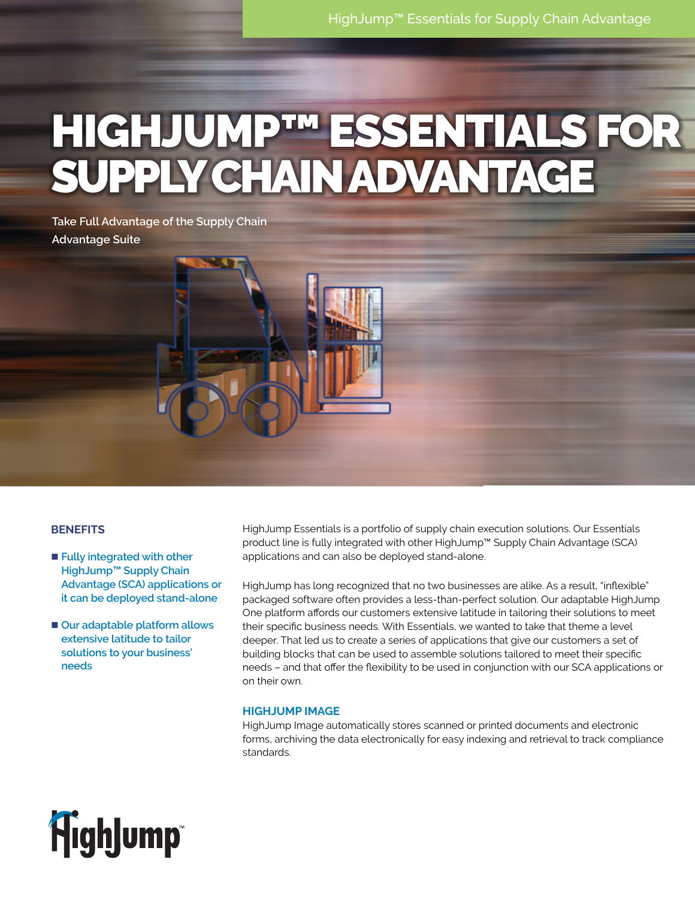# HIGHJUMP™ ESSENTIALS FOR SUPPLY CHAIN ADVANTAGE

Take Full Advantage of the Supply Chain Advantage Suite

## BENEFITS

- Fully integrated with other HighJump™ Supply Chain Advantage (SCA) applications or it can be deployed stand-alone
- Our adaptable platform allows extensive latitude to tailor solutions to your business' needs

HighJump Essentials is a portfolio of supply chain execution solutions. Our Essentials product line is fully integrated with other HighJump™ Supply Chain Advantage (SCA) applications and can also be deployed stand-alone.

HighJump has long recognized that no two businesses are alike. As a result, "inflexible" packaged software often provides a less-than-perfect solution. Our adaptable HighJump One platform affords our customers extensive latitude in tailoring their solutions to meet their specific business needs. With Essentials, we wanted to take that theme a level deeper. That led us to create a series of applications that give our customers a set of building blocks that can be used to assemble solutions tailored to meet their specific needs – and that offer the flexibility to be used in conjunction with our SCA applications or on their own.

## HIGHJUMP IMAGE

HighJump Image automatically stores scanned or printed documents and electronic forms, archiving the data electronically for easy indexing and retrieval to track compliance standards.

HighJump™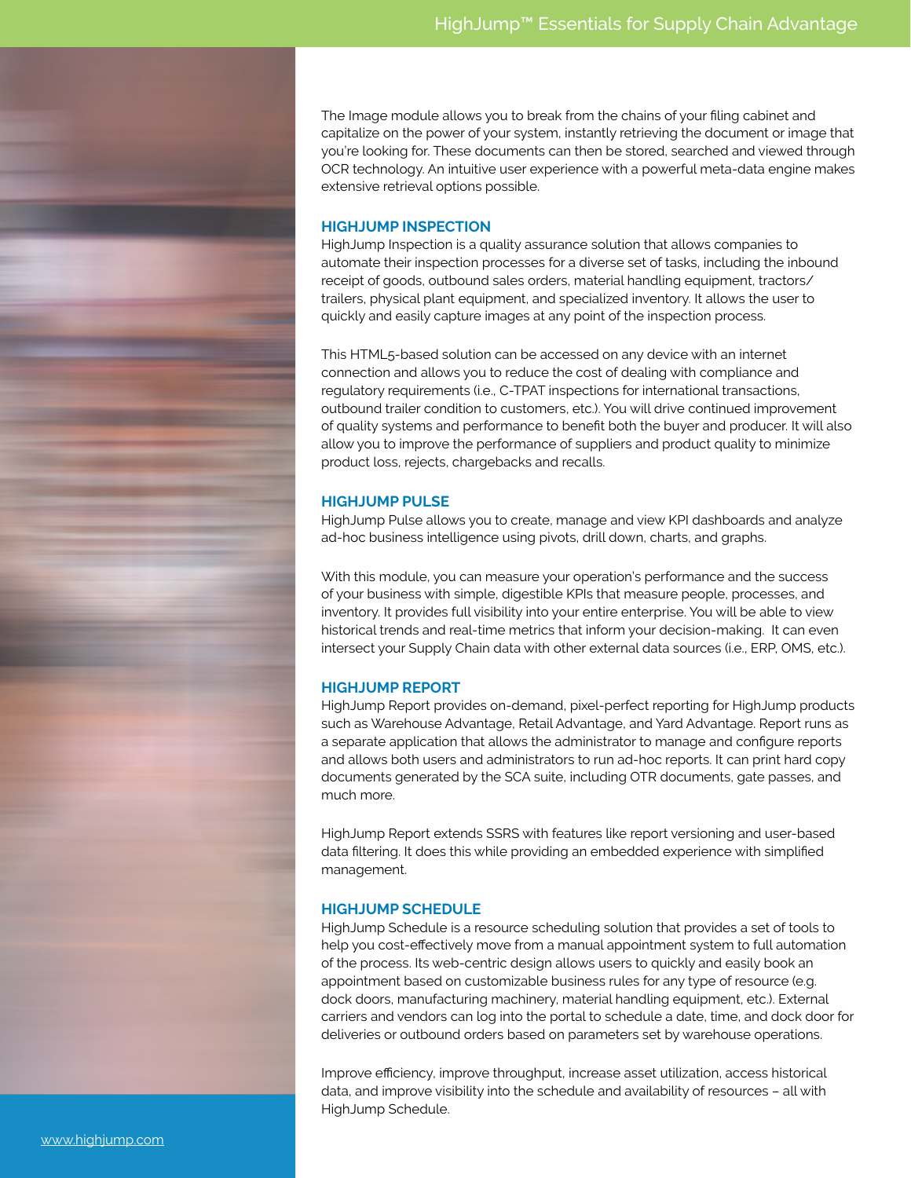The Image module allows you to break from the chains of your filing cabinet and capitalize on the power of your system, instantly retrieving the document or image that you're looking for. These documents can then be stored, searched and viewed through OCR technology. An intuitive user experience with a powerful meta-data engine makes extensive retrieval options possible.

## HIGHJUMP INSPECTION

HighJump Inspection is a quality assurance solution that allows companies to automate their inspection processes for a diverse set of tasks, including the inbound receipt of goods, outbound sales orders, material handling equipment, tractors/trailers, physical plant equipment, and specialized inventory. It allows the user to quickly and easily capture images at any point of the inspection process.

This HTML5-based solution can be accessed on any device with an internet connection and allows you to reduce the cost of dealing with compliance and regulatory requirements (i.e., C-TPAT inspections for international transactions, outbound trailer condition to customers, etc.). You will drive continued improvement of quality systems and performance to benefit both the buyer and producer. It will also allow you to improve the performance of suppliers and product quality to minimize product loss, rejects, chargebacks and recalls.

## HIGHJUMP PULSE

HighJump Pulse allows you to create, manage and view KPI dashboards and analyze ad-hoc business intelligence using pivots, drill down, charts, and graphs.

With this module, you can measure your operation's performance and the success of your business with simple, digestible KPIs that measure people, processes, and inventory. It provides full visibility into your entire enterprise. You will be able to view historical trends and real-time metrics that inform your decision-making. It can even intersect your Supply Chain data with other external data sources (i.e., ERP, OMS, etc.).

## HIGHJUMP REPORT

HighJump Report provides on-demand, pixel-perfect reporting for HighJump products such as Warehouse Advantage, Retail Advantage, and Yard Advantage. Report runs as a separate application that allows the administrator to manage and configure reports and allows both users and administrators to run ad-hoc reports. It can print hard copy documents generated by the SCA suite, including OTR documents, gate passes, and much more.

HighJump Report extends SSRS with features like report versioning and user-based data filtering. It does this while providing an embedded experience with simplified management.

## HIGHJUMP SCHEDULE

HighJump Schedule is a resource scheduling solution that provides a set of tools to help you cost-effectively move from a manual appointment system to full automation of the process. Its web-centric design allows users to quickly and easily book an appointment based on customizable business rules for any type of resource (e.g. dock doors, manufacturing machinery, material handling equipment, etc.). External carriers and vendors can log into the portal to schedule a date, time, and dock door for deliveries or outbound orders based on parameters set by warehouse operations.

Improve efficiency, improve throughput, increase asset utilization, access historical data, and improve visibility into the schedule and availability of resources – all with HighJump Schedule.